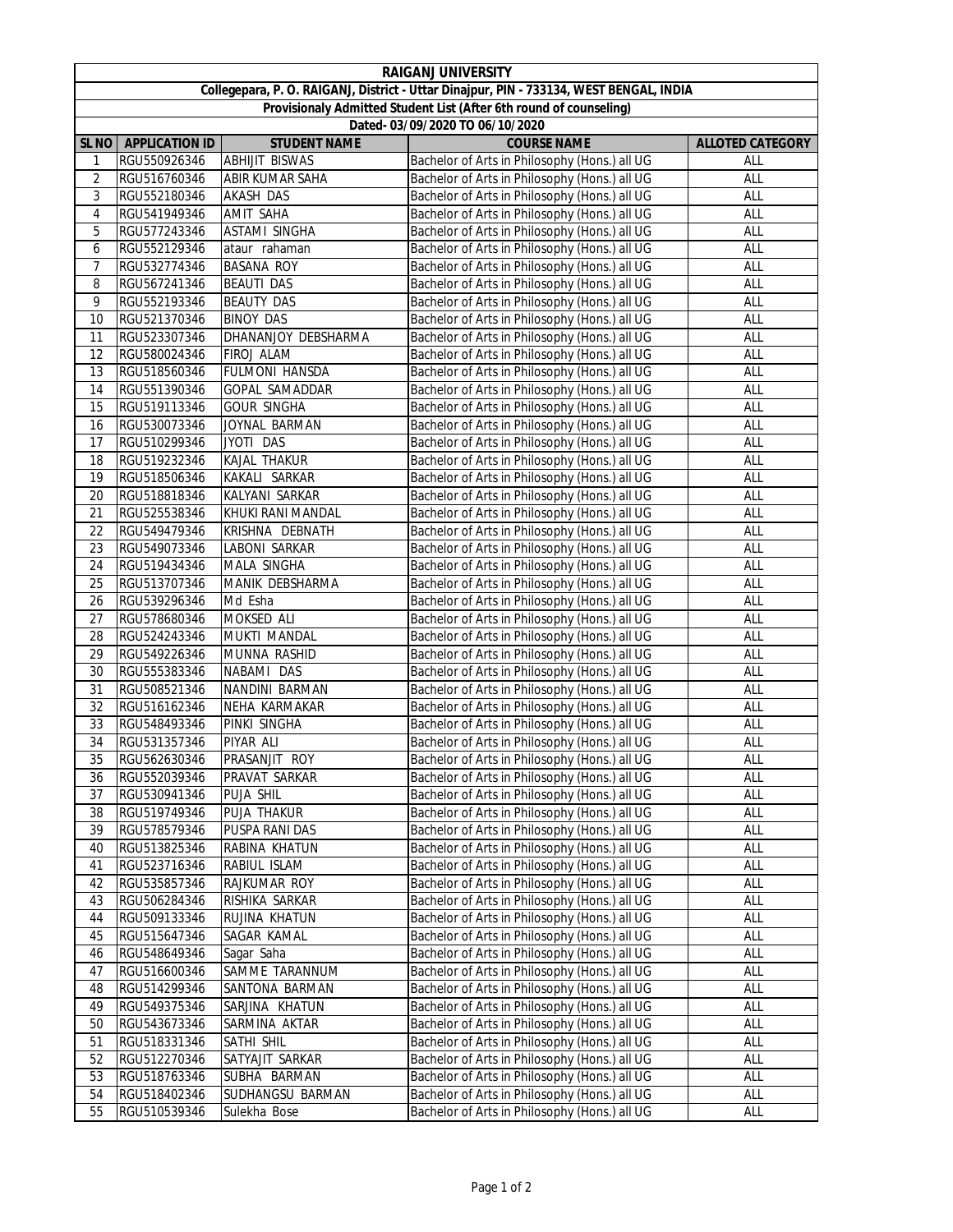# RAIGANJ UNIVERSITY

**Collegepara, P. O. RAIGANJ, District - Uttar Dinajpur, PIN - 733134, WEST BENGAL, INDIA**

**Provisionally Admitted Student List (After 6th round of counseling)**

**Dated- 03/09/2020 TO 06/10/2020**

| SL NO | APPLICATION ID | STUDENT NAME | COURSE NAME | ALLOTED CATEGORY |
|---|---|---|---|---|
| 1 | RGU550926346 | ABHIJIT BISWAS | Bachelor of Arts in Philosophy (Hons.) all UG | ALL |
| 2 | RGU516760346 | ABIR KUMAR SAHA | Bachelor of Arts in Philosophy (Hons.) all UG | ALL |
| 3 | RGU552180346 | AKASH DAS | Bachelor of Arts in Philosophy (Hons.) all UG | ALL |
| 4 | RGU541949346 | AMIT SAHA | Bachelor of Arts in Philosophy (Hons.) all UG | ALL |
| 5 | RGU577243346 | ASTAMI SINGHA | Bachelor of Arts in Philosophy (Hons.) all UG | ALL |
| 6 | RGU552129346 | ataur rahaman | Bachelor of Arts in Philosophy (Hons.) all UG | ALL |
| 7 | RGU532774346 | BASANA ROY | Bachelor of Arts in Philosophy (Hons.) all UG | ALL |
| 8 | RGU567241346 | BEAUTI DAS | Bachelor of Arts in Philosophy (Hons.) all UG | ALL |
| 9 | RGU552193346 | BEAUTY DAS | Bachelor of Arts in Philosophy (Hons.) all UG | ALL |
| 10 | RGU521370346 | BINOY DAS | Bachelor of Arts in Philosophy (Hons.) all UG | ALL |
| 11 | RGU523307346 | DHANANJOY DEBSHARMA | Bachelor of Arts in Philosophy (Hons.) all UG | ALL |
| 12 | RGU580024346 | FIROJ ALAM | Bachelor of Arts in Philosophy (Hons.) all UG | ALL |
| 13 | RGU518560346 | FULMONI HANSDA | Bachelor of Arts in Philosophy (Hons.) all UG | ALL |
| 14 | RGU551390346 | GOPAL SAMADDAR | Bachelor of Arts in Philosophy (Hons.) all UG | ALL |
| 15 | RGU519113346 | GOUR SINGHA | Bachelor of Arts in Philosophy (Hons.) all UG | ALL |
| 16 | RGU530073346 | JOYNAL BARMAN | Bachelor of Arts in Philosophy (Hons.) all UG | ALL |
| 17 | RGU510299346 | JYOTI DAS | Bachelor of Arts in Philosophy (Hons.) all UG | ALL |
| 18 | RGU519232346 | KAJAL THAKUR | Bachelor of Arts in Philosophy (Hons.) all UG | ALL |
| 19 | RGU518506346 | KAKALI SARKAR | Bachelor of Arts in Philosophy (Hons.) all UG | ALL |
| 20 | RGU518818346 | KALYANI SARKAR | Bachelor of Arts in Philosophy (Hons.) all UG | ALL |
| 21 | RGU525538346 | KHUKI RANI MANDAL | Bachelor of Arts in Philosophy (Hons.) all UG | ALL |
| 22 | RGU549479346 | KRISHNA DEBNATH | Bachelor of Arts in Philosophy (Hons.) all UG | ALL |
| 23 | RGU549073346 | LABONI SARKAR | Bachelor of Arts in Philosophy (Hons.) all UG | ALL |
| 24 | RGU519434346 | MALA SINGHA | Bachelor of Arts in Philosophy (Hons.) all UG | ALL |
| 25 | RGU513707346 | MANIK DEBSHARMA | Bachelor of Arts in Philosophy (Hons.) all UG | ALL |
| 26 | RGU539296346 | Md Esha | Bachelor of Arts in Philosophy (Hons.) all UG | ALL |
| 27 | RGU578680346 | MOKSED ALI | Bachelor of Arts in Philosophy (Hons.) all UG | ALL |
| 28 | RGU524243346 | MUKTI MANDAL | Bachelor of Arts in Philosophy (Hons.) all UG | ALL |
| 29 | RGU549226346 | MUNNA RASHID | Bachelor of Arts in Philosophy (Hons.) all UG | ALL |
| 30 | RGU555383346 | NABAMI DAS | Bachelor of Arts in Philosophy (Hons.) all UG | ALL |
| 31 | RGU508521346 | NANDINI BARMAN | Bachelor of Arts in Philosophy (Hons.) all UG | ALL |
| 32 | RGU516162346 | NEHA KARMAKAR | Bachelor of Arts in Philosophy (Hons.) all UG | ALL |
| 33 | RGU548493346 | PINKI SINGHA | Bachelor of Arts in Philosophy (Hons.) all UG | ALL |
| 34 | RGU531357346 | PIYAR ALI | Bachelor of Arts in Philosophy (Hons.) all UG | ALL |
| 35 | RGU562630346 | PRASANJIT ROY | Bachelor of Arts in Philosophy (Hons.) all UG | ALL |
| 36 | RGU552039346 | PRAVAT SARKAR | Bachelor of Arts in Philosophy (Hons.) all UG | ALL |
| 37 | RGU530941346 | PUJA SHIL | Bachelor of Arts in Philosophy (Hons.) all UG | ALL |
| 38 | RGU519749346 | PUJA THAKUR | Bachelor of Arts in Philosophy (Hons.) all UG | ALL |
| 39 | RGU578579346 | PUSPA RANI DAS | Bachelor of Arts in Philosophy (Hons.) all UG | ALL |
| 40 | RGU513825346 | RABINA KHATUN | Bachelor of Arts in Philosophy (Hons.) all UG | ALL |
| 41 | RGU523716346 | RABIUL ISLAM | Bachelor of Arts in Philosophy (Hons.) all UG | ALL |
| 42 | RGU535857346 | RAJKUMAR ROY | Bachelor of Arts in Philosophy (Hons.) all UG | ALL |
| 43 | RGU506284346 | RISHIKA SARKAR | Bachelor of Arts in Philosophy (Hons.) all UG | ALL |
| 44 | RGU509133346 | RUJINA KHATUN | Bachelor of Arts in Philosophy (Hons.) all UG | ALL |
| 45 | RGU515647346 | SAGAR KAMAL | Bachelor of Arts in Philosophy (Hons.) all UG | ALL |
| 46 | RGU548649346 | Sagar Saha | Bachelor of Arts in Philosophy (Hons.) all UG | ALL |
| 47 | RGU516600346 | SAMME TARANNUM | Bachelor of Arts in Philosophy (Hons.) all UG | ALL |
| 48 | RGU514299346 | SANTONA BARMAN | Bachelor of Arts in Philosophy (Hons.) all UG | ALL |
| 49 | RGU549375346 | SARJINA KHATUN | Bachelor of Arts in Philosophy (Hons.) all UG | ALL |
| 50 | RGU543673346 | SARMINA AKTAR | Bachelor of Arts in Philosophy (Hons.) all UG | ALL |
| 51 | RGU518331346 | SATHI SHIL | Bachelor of Arts in Philosophy (Hons.) all UG | ALL |
| 52 | RGU512270346 | SATYAJIT SARKAR | Bachelor of Arts in Philosophy (Hons.) all UG | ALL |
| 53 | RGU518763346 | SUBHA BARMAN | Bachelor of Arts in Philosophy (Hons.) all UG | ALL |
| 54 | RGU518402346 | SUDHANGSU BARMAN | Bachelor of Arts in Philosophy (Hons.) all UG | ALL |
| 55 | RGU510539346 | Sulekha Bose | Bachelor of Arts in Philosophy (Hons.) all UG | ALL |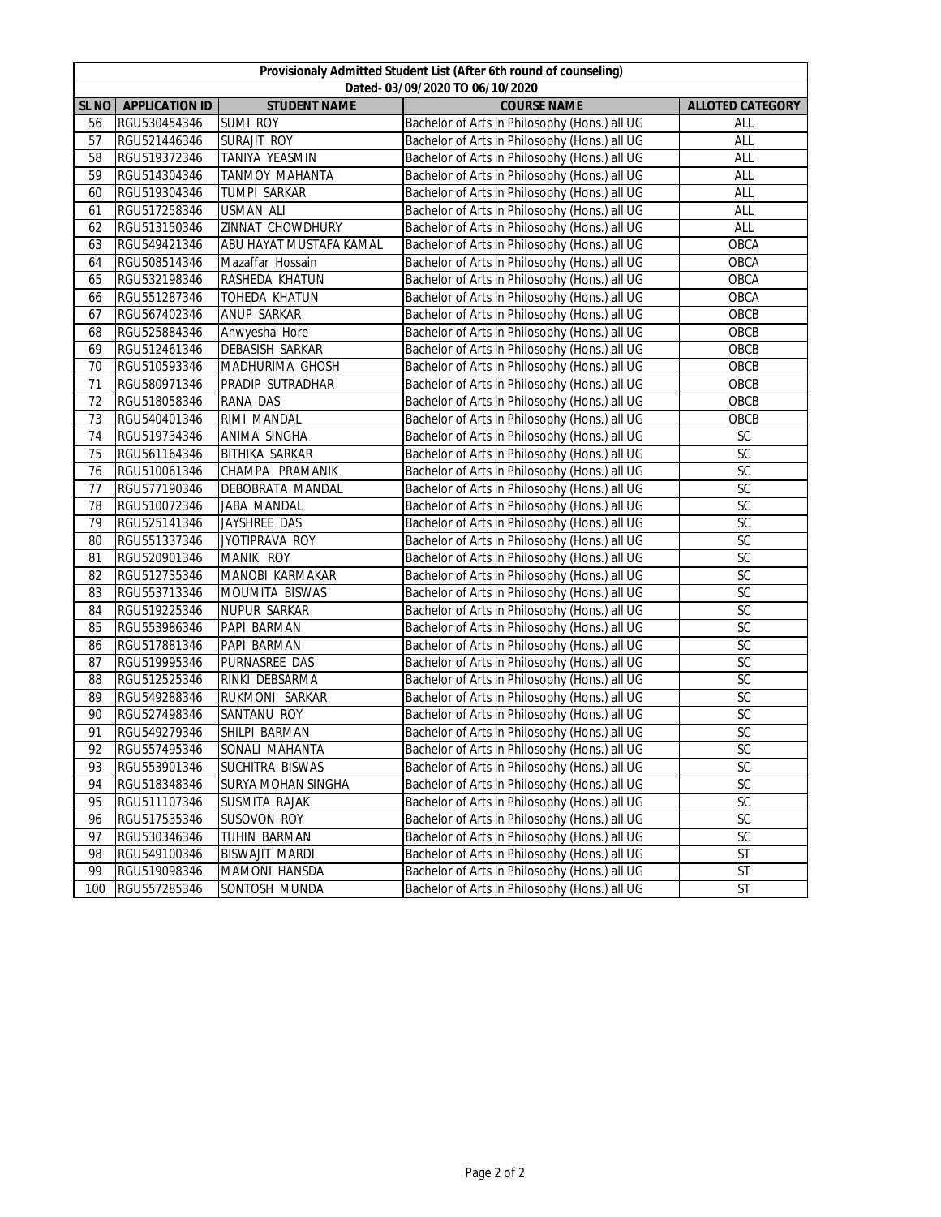| Provisionaly Admitted Student List (After 6th round of counseling) | | | | |
|---|---|---|---|---|
| Dated- 03/09/2020 TO 06/10/2020 | | | | |
| SL NO | APPLICATION ID | STUDENT NAME | COURSE NAME | ALLOTED CATEGORY |
| 56 | RGU530454346 | SUMI ROY | Bachelor of Arts in Philosophy (Hons.) all UG | ALL |
| 57 | RGU521446346 | SURAJIT ROY | Bachelor of Arts in Philosophy (Hons.) all UG | ALL |
| 58 | RGU519372346 | TANIYA YEASMIN | Bachelor of Arts in Philosophy (Hons.) all UG | ALL |
| 59 | RGU514304346 | TANMOY MAHANTA | Bachelor of Arts in Philosophy (Hons.) all UG | ALL |
| 60 | RGU519304346 | TUMPI SARKAR | Bachelor of Arts in Philosophy (Hons.) all UG | ALL |
| 61 | RGU517258346 | USMAN ALI | Bachelor of Arts in Philosophy (Hons.) all UG | ALL |
| 62 | RGU513150346 | ZINNAT CHOWDHURY | Bachelor of Arts in Philosophy (Hons.) all UG | ALL |
| 63 | RGU549421346 | ABU HAYAT MUSTAFA KAMAL | Bachelor of Arts in Philosophy (Hons.) all UG | OBCA |
| 64 | RGU508514346 | Mazaffar Hossain | Bachelor of Arts in Philosophy (Hons.) all UG | OBCA |
| 65 | RGU532198346 | RASHEDA KHATUN | Bachelor of Arts in Philosophy (Hons.) all UG | OBCA |
| 66 | RGU551287346 | TOHEDA KHATUN | Bachelor of Arts in Philosophy (Hons.) all UG | OBCA |
| 67 | RGU567402346 | ANUP SARKAR | Bachelor of Arts in Philosophy (Hons.) all UG | OBCB |
| 68 | RGU525884346 | Anwyesha Hore | Bachelor of Arts in Philosophy (Hons.) all UG | OBCB |
| 69 | RGU512461346 | DEBASISH SARKAR | Bachelor of Arts in Philosophy (Hons.) all UG | OBCB |
| 70 | RGU510593346 | MADHURIMA GHOSH | Bachelor of Arts in Philosophy (Hons.) all UG | OBCB |
| 71 | RGU580971346 | PRADIP SUTRADHAR | Bachelor of Arts in Philosophy (Hons.) all UG | OBCB |
| 72 | RGU518058346 | RANA DAS | Bachelor of Arts in Philosophy (Hons.) all UG | OBCB |
| 73 | RGU540401346 | RIMI MANDAL | Bachelor of Arts in Philosophy (Hons.) all UG | OBCB |
| 74 | RGU519734346 | ANIMA SINGHA | Bachelor of Arts in Philosophy (Hons.) all UG | SC |
| 75 | RGU561164346 | BITHIKA SARKAR | Bachelor of Arts in Philosophy (Hons.) all UG | SC |
| 76 | RGU510061346 | CHAMPA PRAMANIK | Bachelor of Arts in Philosophy (Hons.) all UG | SC |
| 77 | RGU577190346 | DEBOBRATA MANDAL | Bachelor of Arts in Philosophy (Hons.) all UG | SC |
| 78 | RGU510072346 | JABA MANDAL | Bachelor of Arts in Philosophy (Hons.) all UG | SC |
| 79 | RGU525141346 | JAYSHREE DAS | Bachelor of Arts in Philosophy (Hons.) all UG | SC |
| 80 | RGU551337346 | JYOTIPRAVA ROY | Bachelor of Arts in Philosophy (Hons.) all UG | SC |
| 81 | RGU520901346 | MANIK ROY | Bachelor of Arts in Philosophy (Hons.) all UG | SC |
| 82 | RGU512735346 | MANOBI KARMAKAR | Bachelor of Arts in Philosophy (Hons.) all UG | SC |
| 83 | RGU553713346 | MOUMITA BISWAS | Bachelor of Arts in Philosophy (Hons.) all UG | SC |
| 84 | RGU519225346 | NUPUR SARKAR | Bachelor of Arts in Philosophy (Hons.) all UG | SC |
| 85 | RGU553986346 | PAPI BARMAN | Bachelor of Arts in Philosophy (Hons.) all UG | SC |
| 86 | RGU517881346 | PAPI BARMAN | Bachelor of Arts in Philosophy (Hons.) all UG | SC |
| 87 | RGU519995346 | PURNASREE DAS | Bachelor of Arts in Philosophy (Hons.) all UG | SC |
| 88 | RGU512525346 | RINKI DEBSARMA | Bachelor of Arts in Philosophy (Hons.) all UG | SC |
| 89 | RGU549288346 | RUKMONI SARKAR | Bachelor of Arts in Philosophy (Hons.) all UG | SC |
| 90 | RGU527498346 | SANTANU ROY | Bachelor of Arts in Philosophy (Hons.) all UG | SC |
| 91 | RGU549279346 | SHILPI BARMAN | Bachelor of Arts in Philosophy (Hons.) all UG | SC |
| 92 | RGU557495346 | SONALI MAHANTA | Bachelor of Arts in Philosophy (Hons.) all UG | SC |
| 93 | RGU553901346 | SUCHITRA BISWAS | Bachelor of Arts in Philosophy (Hons.) all UG | SC |
| 94 | RGU518348346 | SURYA MOHAN SINGHA | Bachelor of Arts in Philosophy (Hons.) all UG | SC |
| 95 | RGU511107346 | SUSMITA RAJAK | Bachelor of Arts in Philosophy (Hons.) all UG | SC |
| 96 | RGU517535346 | SUSOVON ROY | Bachelor of Arts in Philosophy (Hons.) all UG | SC |
| 97 | RGU530346346 | TUHIN BARMAN | Bachelor of Arts in Philosophy (Hons.) all UG | SC |
| 98 | RGU549100346 | BISWAJIT MARDI | Bachelor of Arts in Philosophy (Hons.) all UG | ST |
| 99 | RGU519098346 | MAMONI HANSDA | Bachelor of Arts in Philosophy (Hons.) all UG | ST |
| 100 | RGU557285346 | SONTOSH MUNDA | Bachelor of Arts in Philosophy (Hons.) all UG | ST |